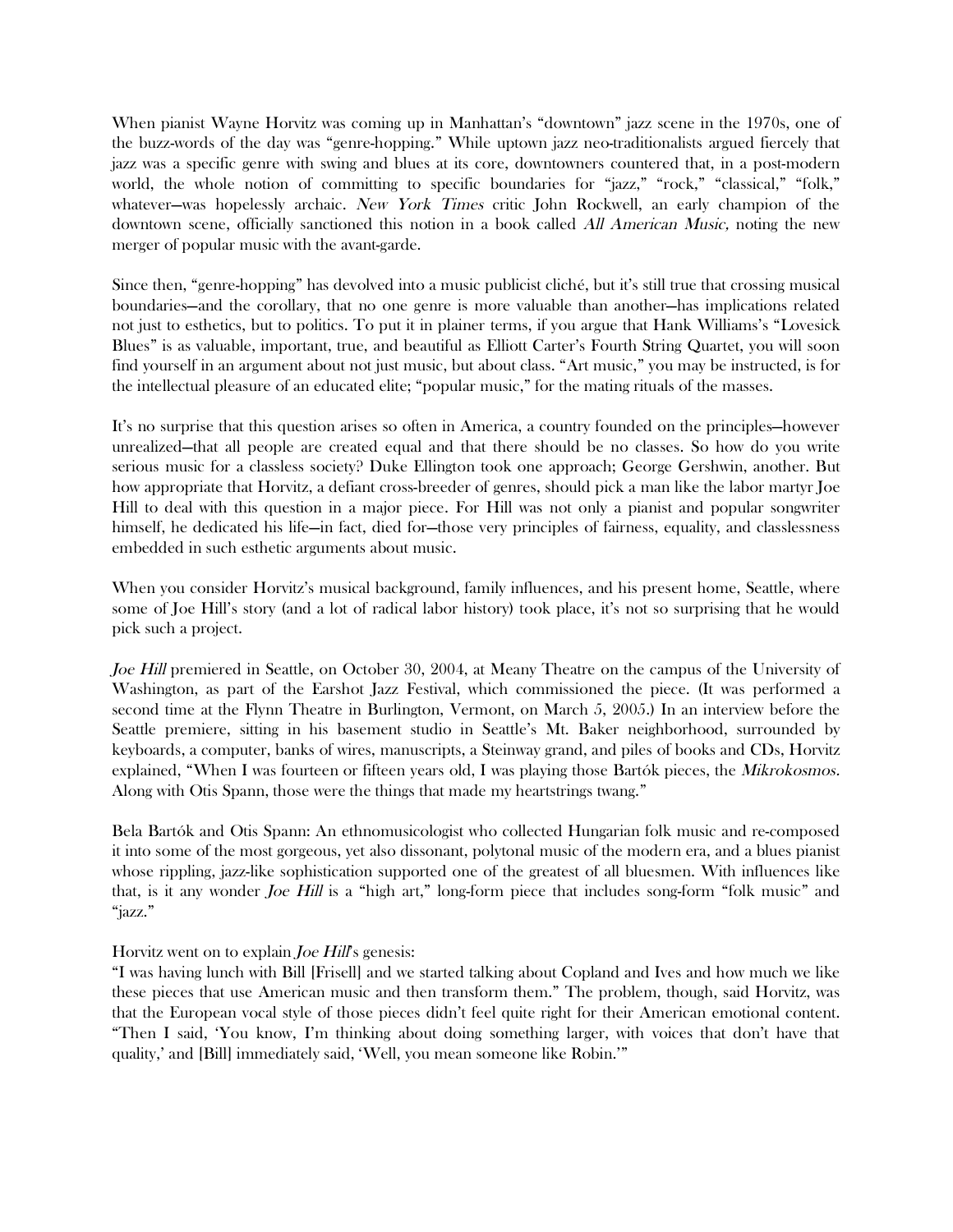When pianist Wayne Horvitz was coming up in Manhattan's "downtown" jazz scene in the 1970s, one of the buzz-words of the day was "genre-hopping." While uptown jazz neo-traditionalists argued fiercely that jazz was a specific genre with swing and blues at its core, downtowners countered that, in a post-modern world, the whole notion of committing to specific boundaries for "jazz," "rock," "classical," "folk," whatever—was hopelessly archaic. *New York Times* critic John Rockwell, an early champion of the downtown scene, officially sanctioned this notion in a book called *All American Music,* noting the new merger of popular music with the avant-garde.

Since then, "genre-hopping" has devolved into a music publicist cliché, but it's still true that crossing musical boundaries—and the corollary, that no one genre is more valuable than another—has implications related not just to esthetics, but to politics. To put it in plainer terms, if you argue that Hank Williams's "Lovesick Blues" is as valuable, important, true, and beautiful as Elliott Carter's Fourth String Quartet, you will soon find yourself in an argument about not just music, but about class. "Art music," you may be instructed, is for the intellectual pleasure of an educated elite; "popular music," for the mating rituals of the masses.

It's no surprise that this question arises so often in America, a country founded on the principles—however unrealized—that all people are created equal and that there should be no classes. So how do you write serious music for a classless society? Duke Ellington took one approach; George Gershwin, another. But how appropriate that Horvitz, a defiant cross-breeder of genres, should pick a man like the labor martyr Joe Hill to deal with this question in a major piece. For Hill was not only a pianist and popular songwriter himself, he dedicated his life—in fact, died for—those very principles of fairness, equality, and classlessness embedded in such esthetic arguments about music.

When you consider Horvitz's musical background, family influences, and his present home, Seattle, where some of Joe Hill's story (and a lot of radical labor history) took place, it's not so surprising that he would pick such a project.

*Joe Hill* premiered in Seattle, on October 30, 2004, at Meany Theatre on the campus of the University of Washington, as part of the Earshot Jazz Festival, which commissioned the piece. (It was performed a second time at the Flynn Theatre in Burlington, Vermont, on March 5, 2005.) In an interview before the Seattle premiere, sitting in his basement studio in Seattle's Mt. Baker neighborhood, surrounded by keyboards, a computer, banks of wires, manuscripts, a Steinway grand, and piles of books and CDs, Horvitz explained, "When I was fourteen or fifteen years old, I was playing those Bartók pieces, the *Mikrokosmos.* Along with Otis Spann, those were the things that made my heartstrings twang."

Bela Bartók and Otis Spann: An ethnomusicologist who collected Hungarian folk music and re-composed it into some of the most gorgeous, yet also dissonant, polytonal music of the modern era, and a blues pianist whose rippling, jazz-like sophistication supported one of the greatest of all bluesmen. With influences like that, is it any wonder *Joe Hill* is a "high art," long-form piece that includes song-form "folk music" and "jazz."

Horvitz went on to explain *Joe Hill*'s genesis:
"I was having lunch with Bill [Frisell] and we started talking about Copland and Ives and how much we like these pieces that use American music and then transform them." The problem, though, said Horvitz, was that the European vocal style of those pieces didn't feel quite right for their American emotional content. "Then I said, 'You know, I'm thinking about doing something larger, with voices that don't have that quality,' and [Bill] immediately said, 'Well, you mean someone like Robin.'"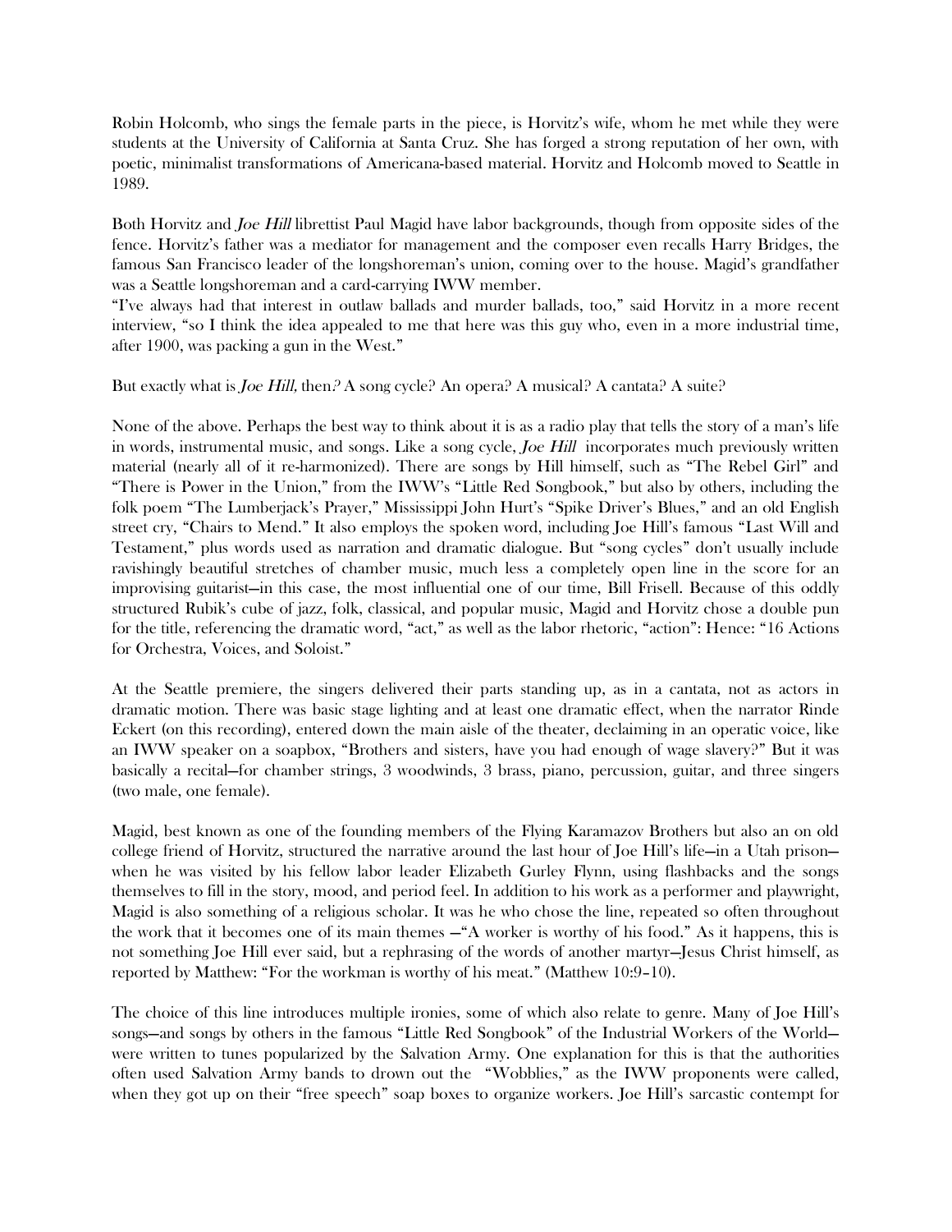Robin Holcomb, who sings the female parts in the piece, is Horvitz's wife, whom he met while they were students at the University of California at Santa Cruz. She has forged a strong reputation of her own, with poetic, minimalist transformations of Americana-based material. Horvitz and Holcomb moved to Seattle in 1989.

Both Horvitz and *Joe Hill* librettist Paul Magid have labor backgrounds, though from opposite sides of the fence. Horvitz's father was a mediator for management and the composer even recalls Harry Bridges, the famous San Francisco leader of the longshoreman's union, coming over to the house. Magid's grandfather was a Seattle longshoreman and a card-carrying IWW member.

"I've always had that interest in outlaw ballads and murder ballads, too," said Horvitz in a more recent interview, "so I think the idea appealed to me that here was this guy who, even in a more industrial time, after 1900, was packing a gun in the West."

But exactly what is *Joe Hill,* then*?* A song cycle? An opera? A musical? A cantata? A suite?

None of the above. Perhaps the best way to think about it is as a radio play that tells the story of a man's life in words, instrumental music, and songs. Like a song cycle, *Joe Hill* incorporates much previously written material (nearly all of it re-harmonized). There are songs by Hill himself, such as "The Rebel Girl" and "There is Power in the Union," from the IWW's "Little Red Songbook," but also by others, including the folk poem "The Lumberjack's Prayer," Mississippi John Hurt's "Spike Driver's Blues," and an old English street cry, "Chairs to Mend." It also employs the spoken word, including Joe Hill's famous "Last Will and Testament," plus words used as narration and dramatic dialogue. But "song cycles" don't usually include ravishingly beautiful stretches of chamber music, much less a completely open line in the score for an improvising guitarist—in this case, the most influential one of our time, Bill Frisell. Because of this oddly structured Rubik's cube of jazz, folk, classical, and popular music, Magid and Horvitz chose a double pun for the title, referencing the dramatic word, "act," as well as the labor rhetoric, "action": Hence: "16 Actions for Orchestra, Voices, and Soloist."

At the Seattle premiere, the singers delivered their parts standing up, as in a cantata, not as actors in dramatic motion. There was basic stage lighting and at least one dramatic effect, when the narrator Rinde Eckert (on this recording), entered down the main aisle of the theater, declaiming in an operatic voice, like an IWW speaker on a soapbox, "Brothers and sisters, have you had enough of wage slavery?" But it was basically a recital—for chamber strings, 3 woodwinds, 3 brass, piano, percussion, guitar, and three singers (two male, one female).

Magid, best known as one of the founding members of the Flying Karamazov Brothers but also an on old college friend of Horvitz, structured the narrative around the last hour of Joe Hill's life—in a Utah prison—when he was visited by his fellow labor leader Elizabeth Gurley Flynn, using flashbacks and the songs themselves to fill in the story, mood, and period feel. In addition to his work as a performer and playwright, Magid is also something of a religious scholar. It was he who chose the line, repeated so often throughout the work that it becomes one of its main themes —"A worker is worthy of his food." As it happens, this is not something Joe Hill ever said, but a rephrasing of the words of another martyr—Jesus Christ himself, as reported by Matthew: "For the workman is worthy of his meat." (Matthew 10:9–10).

The choice of this line introduces multiple ironies, some of which also relate to genre. Many of Joe Hill's songs—and songs by others in the famous "Little Red Songbook" of the Industrial Workers of the World—were written to tunes popularized by the Salvation Army. One explanation for this is that the authorities often used Salvation Army bands to drown out the "Wobblies," as the IWW proponents were called, when they got up on their "free speech" soap boxes to organize workers. Joe Hill's sarcastic contempt for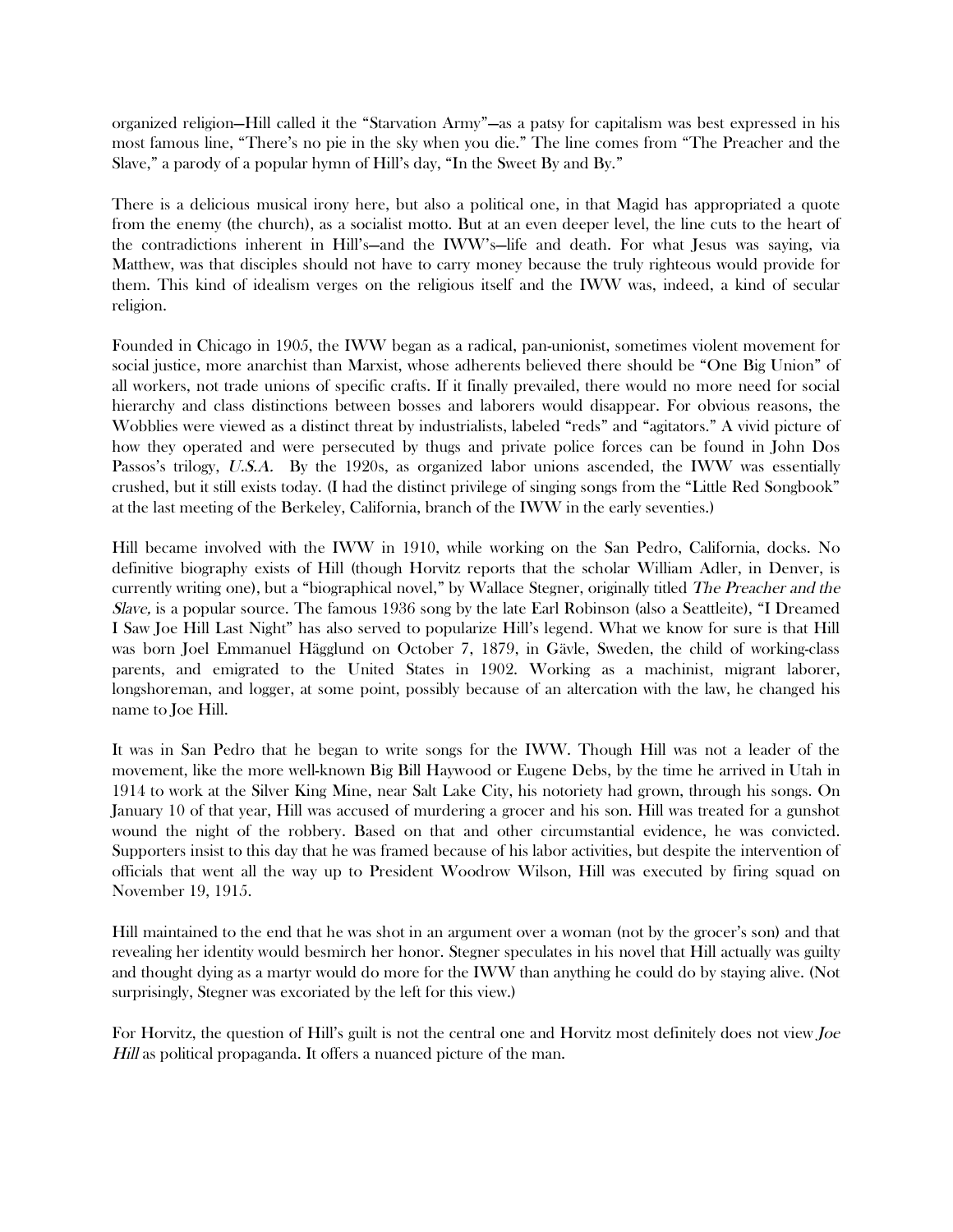organized religion—Hill called it the "Starvation Army"—as a patsy for capitalism was best expressed in his most famous line, "There's no pie in the sky when you die." The line comes from "The Preacher and the Slave," a parody of a popular hymn of Hill's day, "In the Sweet By and By."

There is a delicious musical irony here, but also a political one, in that Magid has appropriated a quote from the enemy (the church), as a socialist motto. But at an even deeper level, the line cuts to the heart of the contradictions inherent in Hill's—and the IWW's—life and death. For what Jesus was saying, via Matthew, was that disciples should not have to carry money because the truly righteous would provide for them. This kind of idealism verges on the religious itself and the IWW was, indeed, a kind of secular religion.

Founded in Chicago in 1905, the IWW began as a radical, pan-unionist, sometimes violent movement for social justice, more anarchist than Marxist, whose adherents believed there should be "One Big Union" of all workers, not trade unions of specific crafts. If it finally prevailed, there would no more need for social hierarchy and class distinctions between bosses and laborers would disappear. For obvious reasons, the Wobblies were viewed as a distinct threat by industrialists, labeled "reds" and "agitators." A vivid picture of how they operated and were persecuted by thugs and private police forces can be found in John Dos Passos's trilogy, *U.S.A.* By the 1920s, as organized labor unions ascended, the IWW was essentially crushed, but it still exists today. (I had the distinct privilege of singing songs from the "Little Red Songbook" at the last meeting of the Berkeley, California, branch of the IWW in the early seventies.)

Hill became involved with the IWW in 1910, while working on the San Pedro, California, docks. No definitive biography exists of Hill (though Horvitz reports that the scholar William Adler, in Denver, is currently writing one), but a "biographical novel," by Wallace Stegner, originally titled *The Preacher and the Slave,* is a popular source. The famous 1936 song by the late Earl Robinson (also a Seattleite), "I Dreamed I Saw Joe Hill Last Night" has also served to popularize Hill's legend. What we know for sure is that Hill was born Joel Emmanuel Hägglund on October 7, 1879, in Gävle, Sweden, the child of working-class parents, and emigrated to the United States in 1902. Working as a machinist, migrant laborer, longshoreman, and logger, at some point, possibly because of an altercation with the law, he changed his name to Joe Hill.

It was in San Pedro that he began to write songs for the IWW. Though Hill was not a leader of the movement, like the more well-known Big Bill Haywood or Eugene Debs, by the time he arrived in Utah in 1914 to work at the Silver King Mine, near Salt Lake City, his notoriety had grown, through his songs. On January 10 of that year, Hill was accused of murdering a grocer and his son. Hill was treated for a gunshot wound the night of the robbery. Based on that and other circumstantial evidence, he was convicted. Supporters insist to this day that he was framed because of his labor activities, but despite the intervention of officials that went all the way up to President Woodrow Wilson, Hill was executed by firing squad on November 19, 1915.

Hill maintained to the end that he was shot in an argument over a woman (not by the grocer's son) and that revealing her identity would besmirch her honor. Stegner speculates in his novel that Hill actually was guilty and thought dying as a martyr would do more for the IWW than anything he could do by staying alive. (Not surprisingly, Stegner was excoriated by the left for this view.)

For Horvitz, the question of Hill's guilt is not the central one and Horvitz most definitely does not view *Joe Hill* as political propaganda. It offers a nuanced picture of the man.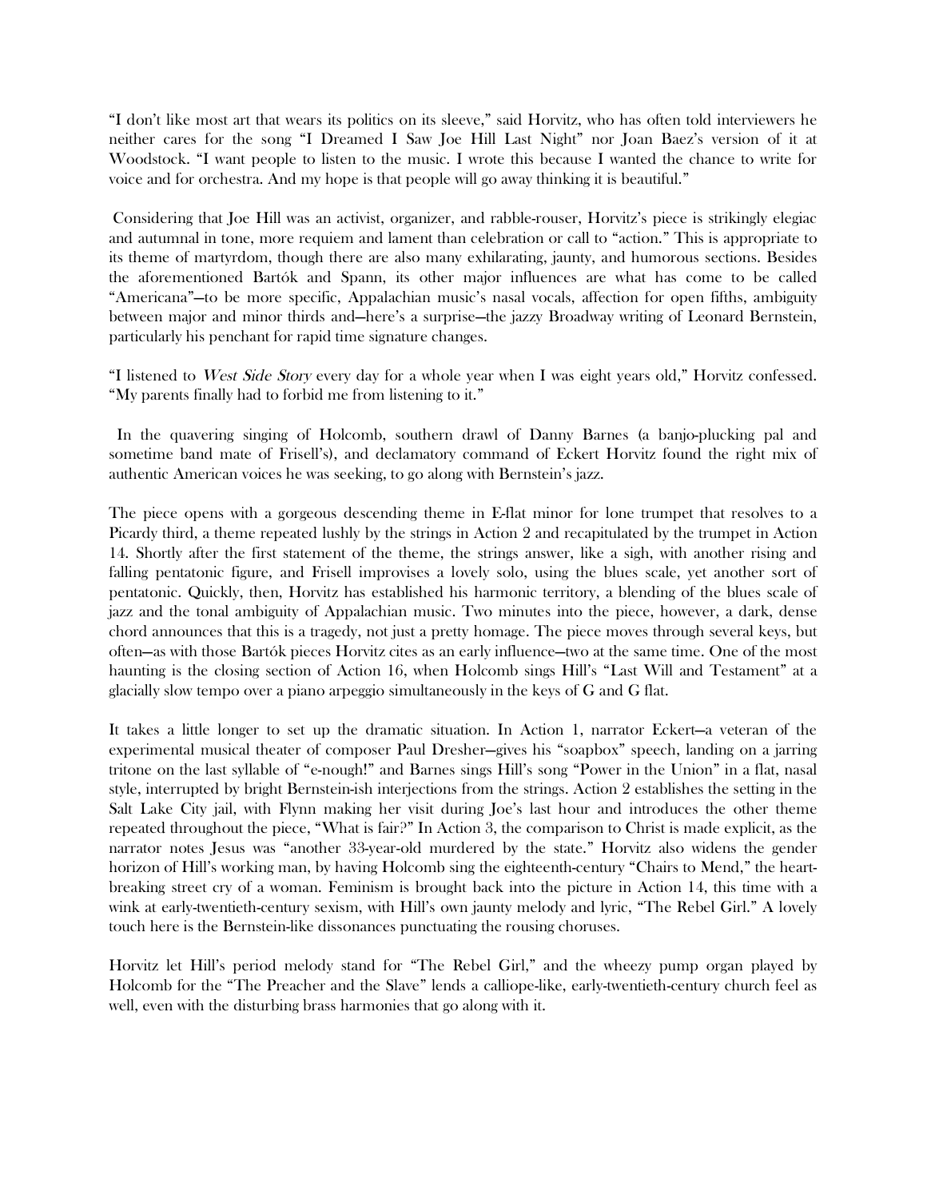"I don't like most art that wears its politics on its sleeve," said Horvitz, who has often told interviewers he neither cares for the song "I Dreamed I Saw Joe Hill Last Night" nor Joan Baez's version of it at Woodstock. "I want people to listen to the music. I wrote this because I wanted the chance to write for voice and for orchestra. And my hope is that people will go away thinking it is beautiful."

Considering that Joe Hill was an activist, organizer, and rabble-rouser, Horvitz's piece is strikingly elegiac and autumnal in tone, more requiem and lament than celebration or call to "action." This is appropriate to its theme of martyrdom, though there are also many exhilarating, jaunty, and humorous sections. Besides the aforementioned Bartók and Spann, its other major influences are what has come to be called "Americana"—to be more specific, Appalachian music's nasal vocals, affection for open fifths, ambiguity between major and minor thirds and—here's a surprise—the jazzy Broadway writing of Leonard Bernstein, particularly his penchant for rapid time signature changes.

"I listened to *West Side Story* every day for a whole year when I was eight years old," Horvitz confessed. "My parents finally had to forbid me from listening to it."

In the quavering singing of Holcomb, southern drawl of Danny Barnes (a banjo-plucking pal and sometime band mate of Frisell's), and declamatory command of Eckert Horvitz found the right mix of authentic American voices he was seeking, to go along with Bernstein's jazz.

The piece opens with a gorgeous descending theme in E-flat minor for lone trumpet that resolves to a Picardy third, a theme repeated lushly by the strings in Action 2 and recapitulated by the trumpet in Action 14. Shortly after the first statement of the theme, the strings answer, like a sigh, with another rising and falling pentatonic figure, and Frisell improvises a lovely solo, using the blues scale, yet another sort of pentatonic. Quickly, then, Horvitz has established his harmonic territory, a blending of the blues scale of jazz and the tonal ambiguity of Appalachian music. Two minutes into the piece, however, a dark, dense chord announces that this is a tragedy, not just a pretty homage. The piece moves through several keys, but often—as with those Bartók pieces Horvitz cites as an early influence—two at the same time. One of the most haunting is the closing section of Action 16, when Holcomb sings Hill's "Last Will and Testament" at a glacially slow tempo over a piano arpeggio simultaneously in the keys of G and G flat.

It takes a little longer to set up the dramatic situation. In Action 1, narrator Eckert—a veteran of the experimental musical theater of composer Paul Dresher—gives his "soapbox" speech, landing on a jarring tritone on the last syllable of "e-nough!" and Barnes sings Hill's song "Power in the Union" in a flat, nasal style, interrupted by bright Bernstein-ish interjections from the strings. Action 2 establishes the setting in the Salt Lake City jail, with Flynn making her visit during Joe's last hour and introduces the other theme repeated throughout the piece, "What is fair?" In Action 3, the comparison to Christ is made explicit, as the narrator notes Jesus was "another 33-year-old murdered by the state." Horvitz also widens the gender horizon of Hill's working man, by having Holcomb sing the eighteenth-century "Chairs to Mend," the heart-breaking street cry of a woman. Feminism is brought back into the picture in Action 14, this time with a wink at early-twentieth-century sexism, with Hill's own jaunty melody and lyric, "The Rebel Girl." A lovely touch here is the Bernstein-like dissonances punctuating the rousing choruses.

Horvitz let Hill's period melody stand for "The Rebel Girl," and the wheezy pump organ played by Holcomb for the "The Preacher and the Slave" lends a calliope-like, early-twentieth-century church feel as well, even with the disturbing brass harmonies that go along with it.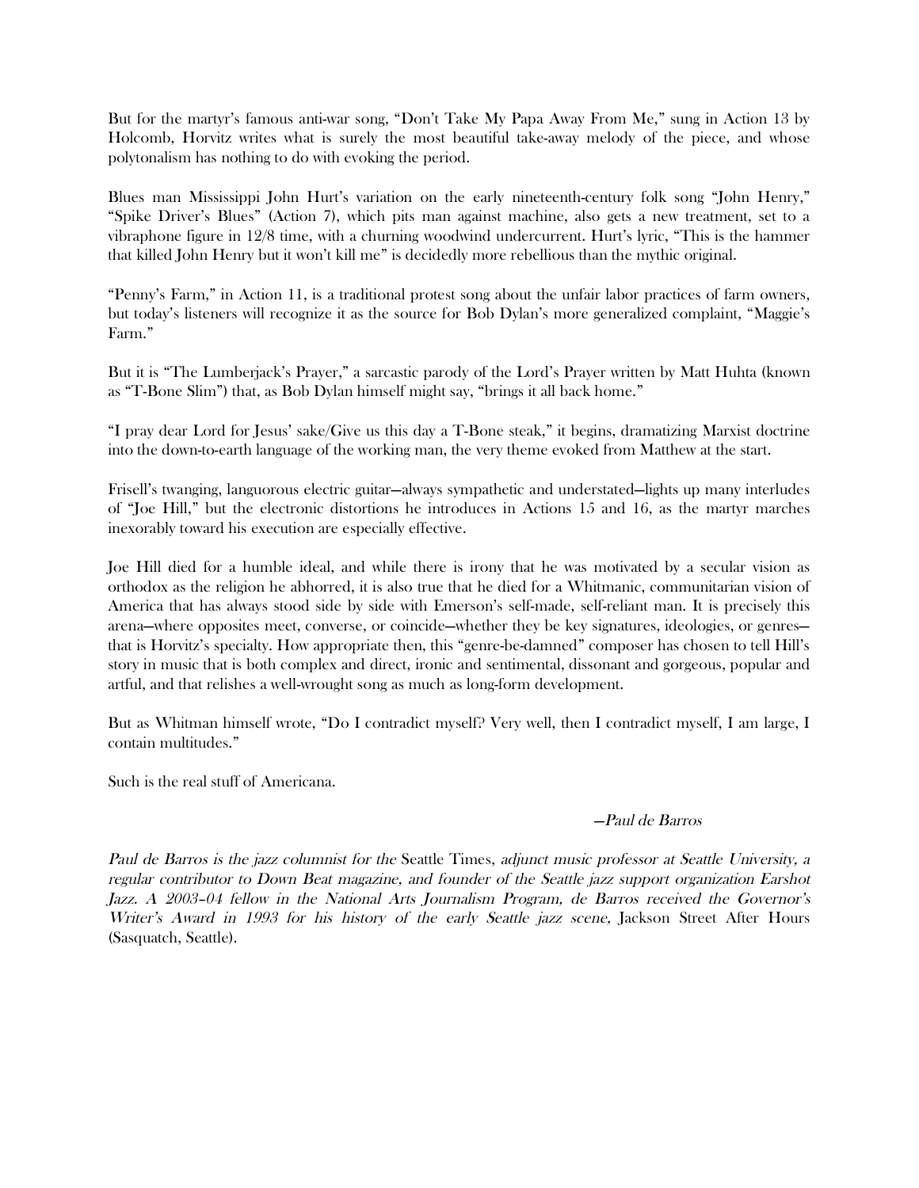But for the martyr's famous anti-war song, "Don't Take My Papa Away From Me," sung in Action 13 by Holcomb, Horvitz writes what is surely the most beautiful take-away melody of the piece, and whose polytonalism has nothing to do with evoking the period.

Blues man Mississippi John Hurt's variation on the early nineteenth-century folk song "John Henry," "Spike Driver's Blues" (Action 7), which pits man against machine, also gets a new treatment, set to a vibraphone figure in 12/8 time, with a churning woodwind undercurrent. Hurt's lyric, "This is the hammer that killed John Henry but it won't kill me" is decidedly more rebellious than the mythic original.

"Penny's Farm," in Action 11, is a traditional protest song about the unfair labor practices of farm owners, but today's listeners will recognize it as the source for Bob Dylan's more generalized complaint, "Maggie's Farm."

But it is "The Lumberjack's Prayer," a sarcastic parody of the Lord's Prayer written by Matt Huhta (known as "T-Bone Slim") that, as Bob Dylan himself might say, "brings it all back home."

"I pray dear Lord for Jesus' sake/Give us this day a T-Bone steak," it begins, dramatizing Marxist doctrine into the down-to-earth language of the working man, the very theme evoked from Matthew at the start.

Frisell's twanging, languorous electric guitar—always sympathetic and understated—lights up many interludes of "Joe Hill," but the electronic distortions he introduces in Actions 15 and 16, as the martyr marches inexorably toward his execution are especially effective.

Joe Hill died for a humble ideal, and while there is irony that he was motivated by a secular vision as orthodox as the religion he abhorred, it is also true that he died for a Whitmanic, communitarian vision of America that has always stood side by side with Emerson's self-made, self-reliant man. It is precisely this arena—where opposites meet, converse, or coincide—whether they be key signatures, ideologies, or genres—that is Horvitz's specialty. How appropriate then, this "genre-be-damned" composer has chosen to tell Hill's story in music that is both complex and direct, ironic and sentimental, dissonant and gorgeous, popular and artful, and that relishes a well-wrought song as much as long-form development.

But as Whitman himself wrote, "Do I contradict myself? Very well, then I contradict myself, I am large, I contain multitudes."

Such is the real stuff of Americana.

*—Paul de Barros*

*Paul de Barros is the jazz columnist for the* Seattle Times, *adjunct music professor at Seattle University, a regular contributor to Down Beat magazine, and founder of the Seattle jazz support organization Earshot Jazz. A 2003–04 fellow in the National Arts Journalism Program, de Barros received the Governor's Writer's Award in 1993 for his history of the early Seattle jazz scene,* Jackson Street After Hours (Sasquatch, Seattle).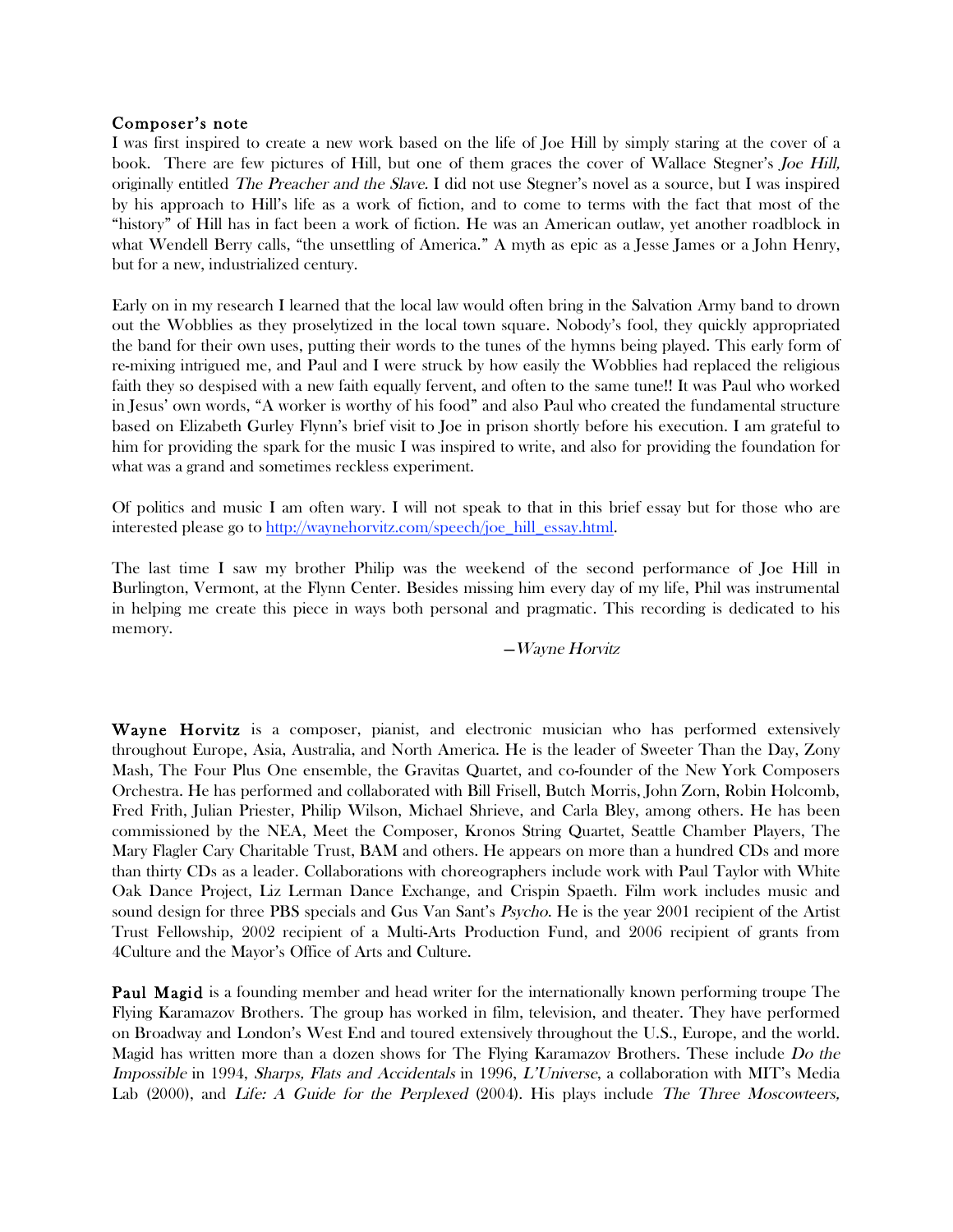## Composer's note

I was first inspired to create a new work based on the life of Joe Hill by simply staring at the cover of a book. There are few pictures of Hill, but one of them graces the cover of Wallace Stegner's *Joe Hill,* originally entitled *The Preacher and the Slave.* I did not use Stegner's novel as a source, but I was inspired by his approach to Hill's life as a work of fiction, and to come to terms with the fact that most of the "history" of Hill has in fact been a work of fiction. He was an American outlaw, yet another roadblock in what Wendell Berry calls, "the unsettling of America." A myth as epic as a Jesse James or a John Henry, but for a new, industrialized century.

Early on in my research I learned that the local law would often bring in the Salvation Army band to drown out the Wobblies as they proselytized in the local town square. Nobody's fool, they quickly appropriated the band for their own uses, putting their words to the tunes of the hymns being played. This early form of re-mixing intrigued me, and Paul and I were struck by how easily the Wobblies had replaced the religious faith they so despised with a new faith equally fervent, and often to the same tune!! It was Paul who worked in Jesus' own words, "A worker is worthy of his food" and also Paul who created the fundamental structure based on Elizabeth Gurley Flynn's brief visit to Joe in prison shortly before his execution. I am grateful to him for providing the spark for the music I was inspired to write, and also for providing the foundation for what was a grand and sometimes reckless experiment.

Of politics and music I am often wary. I will not speak to that in this brief essay but for those who are interested please go to [http://waynehorvitz.com/speech/joe_hill_essay.html](http://waynehorvitz.com/speech/joe_hill_essay.html).

The last time I saw my brother Philip was the weekend of the second performance of Joe Hill in Burlington, Vermont, at the Flynn Center. Besides missing him every day of my life, Phil was instrumental in helping me create this piece in ways both personal and pragmatic. This recording is dedicated to his memory.

—*Wayne Horvitz*

**Wayne Horvitz** is a composer, pianist, and electronic musician who has performed extensively throughout Europe, Asia, Australia, and North America. He is the leader of Sweeter Than the Day, Zony Mash, The Four Plus One ensemble, the Gravitas Quartet, and co-founder of the New York Composers Orchestra. He has performed and collaborated with Bill Frisell, Butch Morris, John Zorn, Robin Holcomb, Fred Frith, Julian Priester, Philip Wilson, Michael Shrieve, and Carla Bley, among others. He has been commissioned by the NEA, Meet the Composer, Kronos String Quartet, Seattle Chamber Players, The Mary Flagler Cary Charitable Trust, BAM and others. He appears on more than a hundred CDs and more than thirty CDs as a leader. Collaborations with choreographers include work with Paul Taylor with White Oak Dance Project, Liz Lerman Dance Exchange, and Crispin Spaeth. Film work includes music and sound design for three PBS specials and Gus Van Sant's *Psycho*. He is the year 2001 recipient of the Artist Trust Fellowship, 2002 recipient of a Multi-Arts Production Fund, and 2006 recipient of grants from 4Culture and the Mayor's Office of Arts and Culture.

**Paul Magid** is a founding member and head writer for the internationally known performing troupe The Flying Karamazov Brothers. The group has worked in film, television, and theater. They have performed on Broadway and London's West End and toured extensively throughout the U.S., Europe, and the world. Magid has written more than a dozen shows for The Flying Karamazov Brothers. These include *Do the Impossible* in 1994, *Sharps, Flats and Accidentals* in 1996, *L'Universe*, a collaboration with MIT's Media Lab (2000), and *Life: A Guide for the Perplexed* (2004). His plays include *The Three Moscowteers,*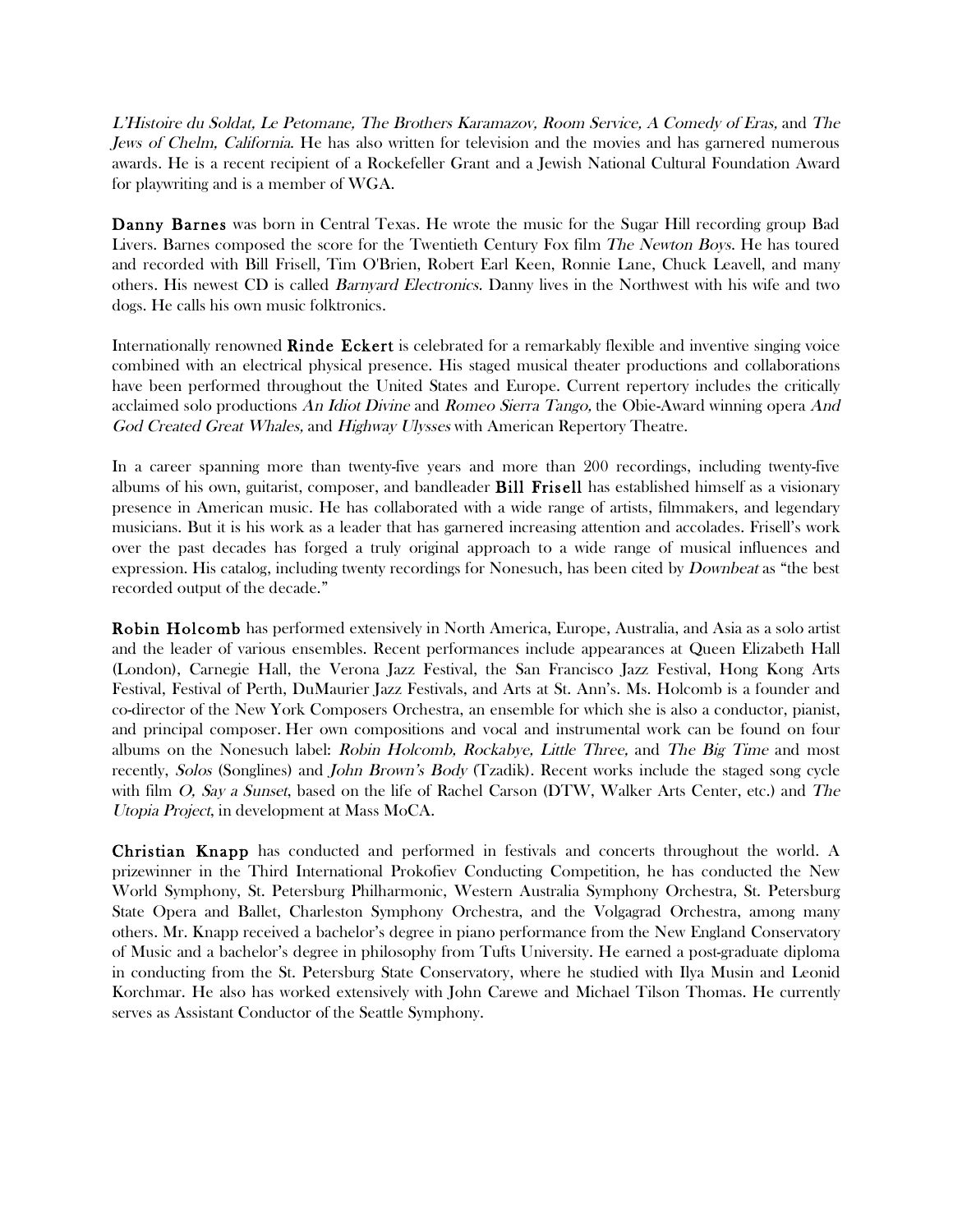*L'Histoire du Soldat, Le Petomane, The Brothers Karamazov, Room Service, A Comedy of Eras,* and *The Jews of Chelm, California*. He has also written for television and the movies and has garnered numerous awards. He is a recent recipient of a Rockefeller Grant and a Jewish National Cultural Foundation Award for playwriting and is a member of WGA.

**Danny Barnes** was born in Central Texas. He wrote the music for the Sugar Hill recording group Bad Livers. Barnes composed the score for the Twentieth Century Fox film *The Newton Boys*. He has toured and recorded with Bill Frisell, Tim O'Brien, Robert Earl Keen, Ronnie Lane, Chuck Leavell, and many others. His newest CD is called *Barnyard Electronics*. Danny lives in the Northwest with his wife and two dogs. He calls his own music folktronics.

Internationally renowned **Rinde Eckert** is celebrated for a remarkably flexible and inventive singing voice combined with an electrical physical presence. His staged musical theater productions and collaborations have been performed throughout the United States and Europe. Current repertory includes the critically acclaimed solo productions *An Idiot Divine* and *Romeo Sierra Tango,* the Obie-Award winning opera *And God Created Great Whales,* and *Highway Ulysses* with American Repertory Theatre.

In a career spanning more than twenty-five years and more than 200 recordings, including twenty-five albums of his own, guitarist, composer, and bandleader **Bill Frisell** has established himself as a visionary presence in American music. He has collaborated with a wide range of artists, filmmakers, and legendary musicians. But it is his work as a leader that has garnered increasing attention and accolades. Frisell's work over the past decades has forged a truly original approach to a wide range of musical influences and expression. His catalog, including twenty recordings for Nonesuch, has been cited by *Downbeat* as "the best recorded output of the decade."

**Robin Holcomb** has performed extensively in North America, Europe, Australia, and Asia as a solo artist and the leader of various ensembles. Recent performances include appearances at Queen Elizabeth Hall (London), Carnegie Hall, the Verona Jazz Festival, the San Francisco Jazz Festival, Hong Kong Arts Festival, Festival of Perth, DuMaurier Jazz Festivals, and Arts at St. Ann's. Ms. Holcomb is a founder and co-director of the New York Composers Orchestra, an ensemble for which she is also a conductor, pianist, and principal composer. Her own compositions and vocal and instrumental work can be found on four albums on the Nonesuch label: *Robin Holcomb, Rockabye, Little Three,* and *The Big Time* and most recently, *Solos* (Songlines) and *John Brown's Body* (Tzadik). Recent works include the staged song cycle with film *O, Say a Sunset*, based on the life of Rachel Carson (DTW, Walker Arts Center, etc.) and *The Utopia Project*, in development at Mass MoCA.

**Christian Knapp** has conducted and performed in festivals and concerts throughout the world. A prizewinner in the Third International Prokofiev Conducting Competition, he has conducted the New World Symphony, St. Petersburg Philharmonic, Western Australia Symphony Orchestra, St. Petersburg State Opera and Ballet, Charleston Symphony Orchestra, and the Volgagrad Orchestra, among many others. Mr. Knapp received a bachelor's degree in piano performance from the New England Conservatory of Music and a bachelor's degree in philosophy from Tufts University. He earned a post-graduate diploma in conducting from the St. Petersburg State Conservatory, where he studied with Ilya Musin and Leonid Korchmar. He also has worked extensively with John Carewe and Michael Tilson Thomas. He currently serves as Assistant Conductor of the Seattle Symphony.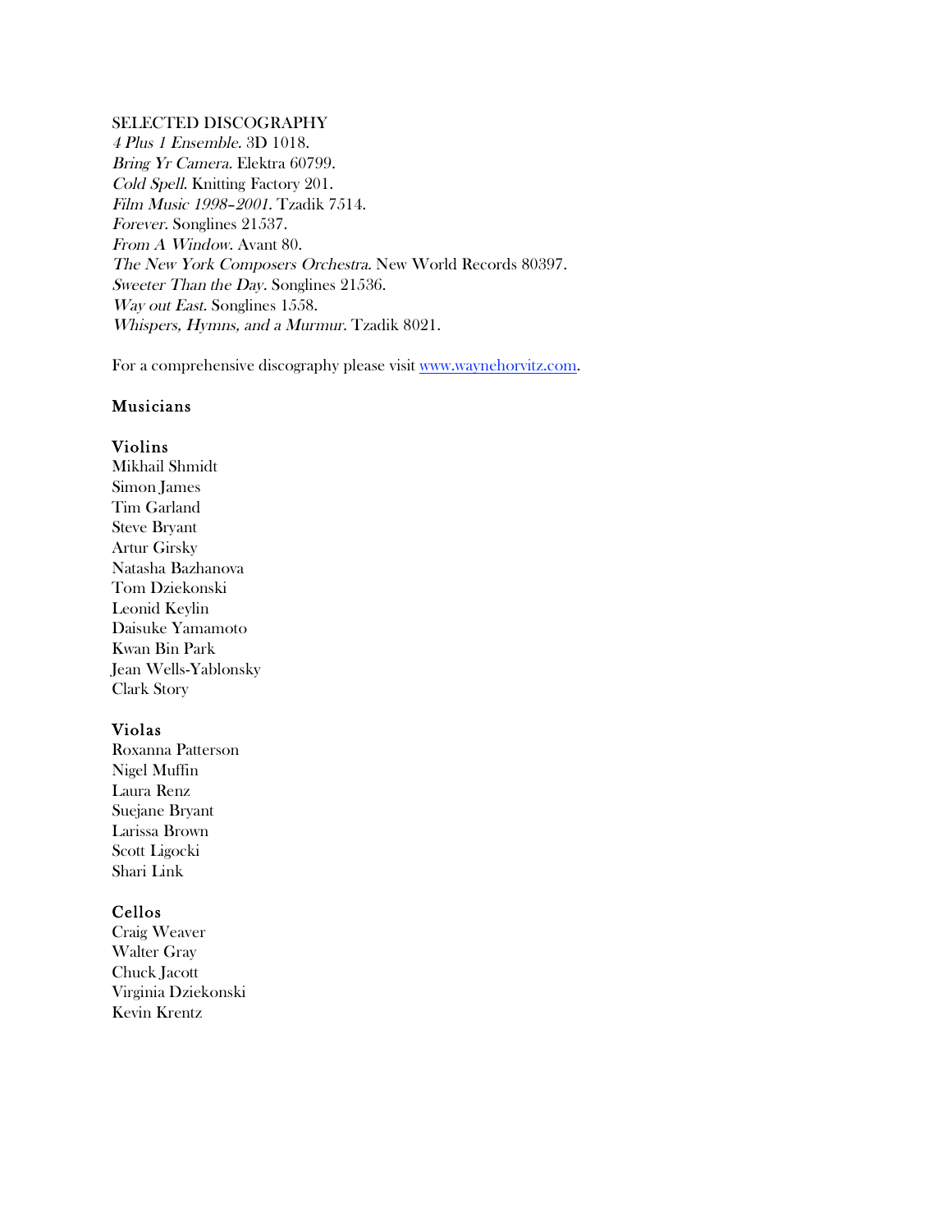## SELECTED DISCOGRAPHY

*4 Plus 1 Ensemble*. 3D 1018.
*Bring Yr Camera*. Elektra 60799.
*Cold Spell*. Knitting Factory 201.
*Film Music 1998–2001*. Tzadik 7514.
*Forever*. Songlines 21537.
*From A Window*. Avant 80.
*The New York Composers Orchestra*. New World Records 80397.
*Sweeter Than the Day*. Songlines 21536.
*Way out East*. Songlines 1558.
*Whispers, Hymns, and a Murmur*. Tzadik 8021.

For a comprehensive discography please visit [www.waynehorvitz.com](http://www.waynehorvitz.com).

## Musicians

### Violins

Mikhail Shmidt
Simon James
Tim Garland
Steve Bryant
Artur Girsky
Natasha Bazhanova
Tom Dziekonski
Leonid Keylin
Daisuke Yamamoto
Kwan Bin Park
Jean Wells-Yablonsky
Clark Story

### Violas

Roxanna Patterson
Nigel Muffin
Laura Renz
Suejane Bryant
Larissa Brown
Scott Ligocki
Shari Link

### Cellos

Craig Weaver
Walter Gray
Chuck Jacott
Virginia Dziekonski
Kevin Krentz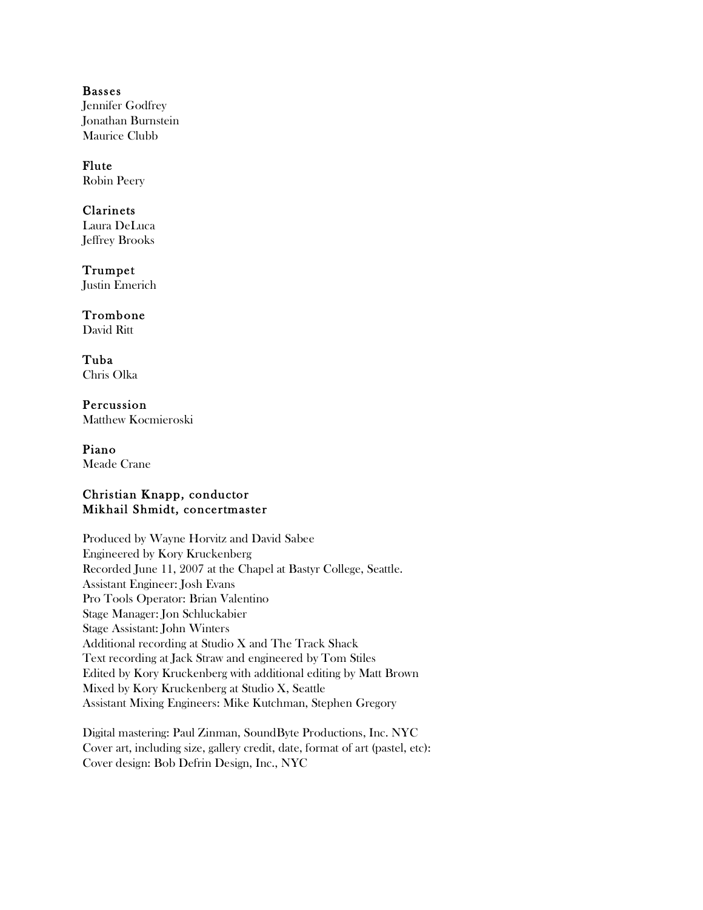**Basses**
Jennifer Godfrey
Jonathan Burnstein
Maurice Clubb

**Flute**
Robin Peery

**Clarinets**
Laura DeLuca
Jeffrey Brooks

**Trumpet**
Justin Emerich

**Trombone**
David Ritt

**Tuba**
Chris Olka

**Percussion**
Matthew Kocmieroski

**Piano**
Meade Crane

**Christian Knapp, conductor**
**Mikhail Shmidt, concertmaster**

Produced by Wayne Horvitz and David Sabee
Engineered by Kory Kruckenberg
Recorded June 11, 2007 at the Chapel at Bastyr College, Seattle.
Assistant Engineer: Josh Evans
Pro Tools Operator: Brian Valentino
Stage Manager: Jon Schluckabier
Stage Assistant: John Winters
Additional recording at Studio X and The Track Shack
Text recording at Jack Straw and engineered by Tom Stiles
Edited by Kory Kruckenberg with additional editing by Matt Brown
Mixed by Kory Kruckenberg at Studio X, Seattle
Assistant Mixing Engineers: Mike Kutchman, Stephen Gregory

Digital mastering: Paul Zinman, SoundByte Productions, Inc. NYC
Cover art, including size, gallery credit, date, format of art (pastel, etc):
Cover design: Bob Defrin Design, Inc., NYC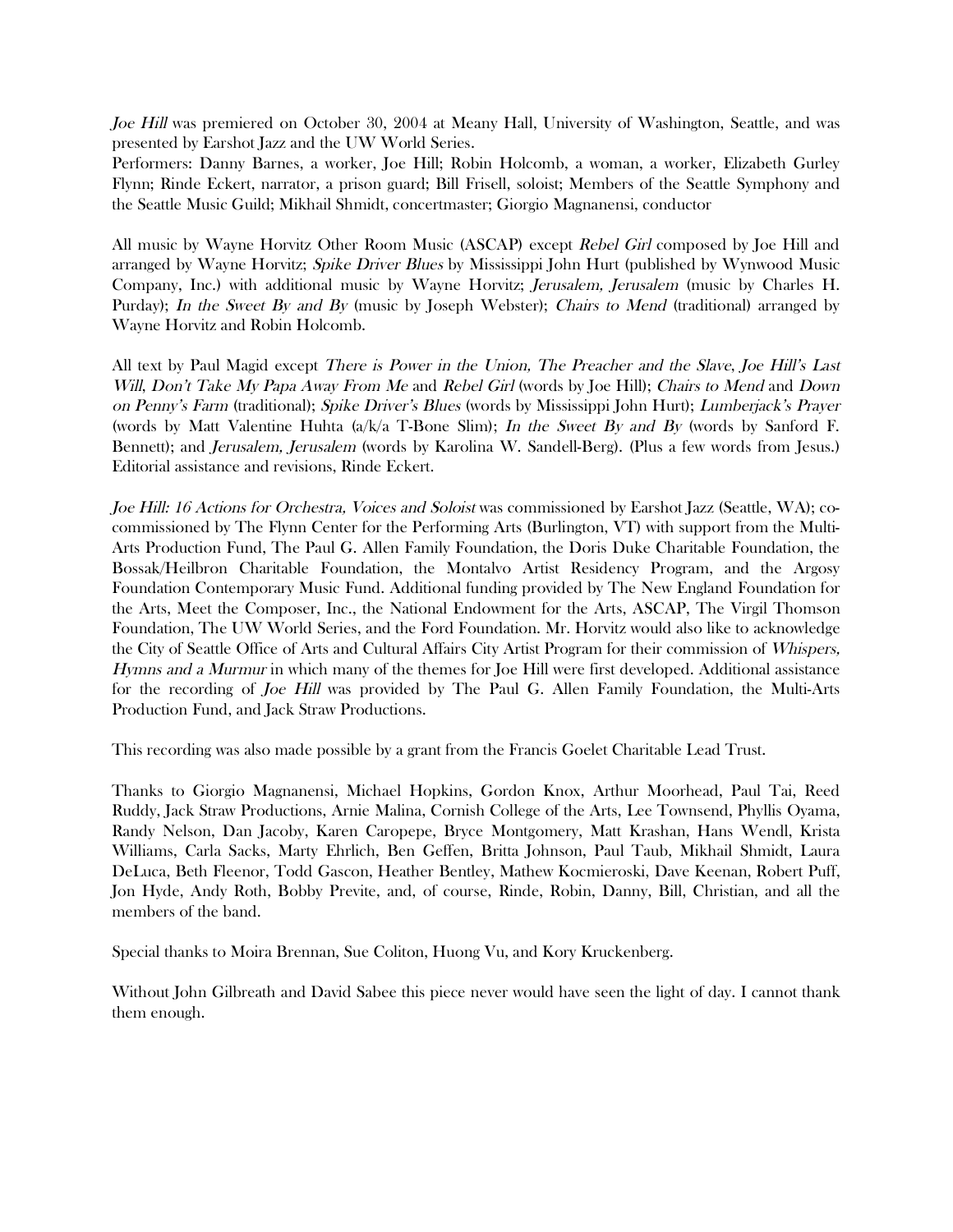*Joe Hill* was premiered on October 30, 2004 at Meany Hall, University of Washington, Seattle, and was presented by Earshot Jazz and the UW World Series.
Performers: Danny Barnes, a worker, Joe Hill; Robin Holcomb, a woman, a worker, Elizabeth Gurley Flynn; Rinde Eckert, narrator, a prison guard; Bill Frisell, soloist; Members of the Seattle Symphony and the Seattle Music Guild; Mikhail Shmidt, concertmaster; Giorgio Magnanensi, conductor

All music by Wayne Horvitz Other Room Music (ASCAP) except *Rebel Girl* composed by Joe Hill and arranged by Wayne Horvitz; *Spike Driver Blues* by Mississippi John Hurt (published by Wynwood Music Company, Inc.) with additional music by Wayne Horvitz; *Jerusalem, Jerusalem* (music by Charles H. Purday); *In the Sweet By and By* (music by Joseph Webster); *Chairs to Mend* (traditional) arranged by Wayne Horvitz and Robin Holcomb.

All text by Paul Magid except *There is Power in the Union, The Preacher and the Slave*, *Joe Hill's Last Will, Don't Take My Papa Away From Me* and *Rebel Girl* (words by Joe Hill); *Chairs to Mend* and *Down on Penny's Farm* (traditional); *Spike Driver's Blues* (words by Mississippi John Hurt); *Lumberjack's Prayer* (words by Matt Valentine Huhta (a/k/a T-Bone Slim); *In the Sweet By and By* (words by Sanford F. Bennett); and *Jerusalem, Jerusalem* (words by Karolina W. Sandell-Berg). (Plus a few words from Jesus.) Editorial assistance and revisions, Rinde Eckert.

*Joe Hill: 16 Actions for Orchestra, Voices and Soloist* was commissioned by Earshot Jazz (Seattle, WA); co-commissioned by The Flynn Center for the Performing Arts (Burlington, VT) with support from the Multi-Arts Production Fund, The Paul G. Allen Family Foundation, the Doris Duke Charitable Foundation, the Bossak/Heilbron Charitable Foundation, the Montalvo Artist Residency Program, and the Argosy Foundation Contemporary Music Fund. Additional funding provided by The New England Foundation for the Arts, Meet the Composer, Inc., the National Endowment for the Arts, ASCAP, The Virgil Thomson Foundation, The UW World Series, and the Ford Foundation. Mr. Horvitz would also like to acknowledge the City of Seattle Office of Arts and Cultural Affairs City Artist Program for their commission of *Whispers, Hymns and a Murmur* in which many of the themes for Joe Hill were first developed. Additional assistance for the recording of *Joe Hill* was provided by The Paul G. Allen Family Foundation, the Multi-Arts Production Fund, and Jack Straw Productions.

This recording was also made possible by a grant from the Francis Goelet Charitable Lead Trust.

Thanks to Giorgio Magnanensi, Michael Hopkins, Gordon Knox, Arthur Moorhead, Paul Tai, Reed Ruddy, Jack Straw Productions, Arnie Malina, Cornish College of the Arts, Lee Townsend, Phyllis Oyama, Randy Nelson, Dan Jacoby, Karen Caropepe, Bryce Montgomery, Matt Krashan, Hans Wendl, Krista Williams, Carla Sacks, Marty Ehrlich, Ben Geffen, Britta Johnson, Paul Taub, Mikhail Shmidt, Laura DeLuca, Beth Fleenor, Todd Gascon, Heather Bentley, Mathew Kocmieroski, Dave Keenan, Robert Puff, Jon Hyde, Andy Roth, Bobby Previte, and, of course, Rinde, Robin, Danny, Bill, Christian, and all the members of the band.

Special thanks to Moira Brennan, Sue Coliton, Huong Vu, and Kory Kruckenberg.

Without John Gilbreath and David Sabee this piece never would have seen the light of day. I cannot thank them enough.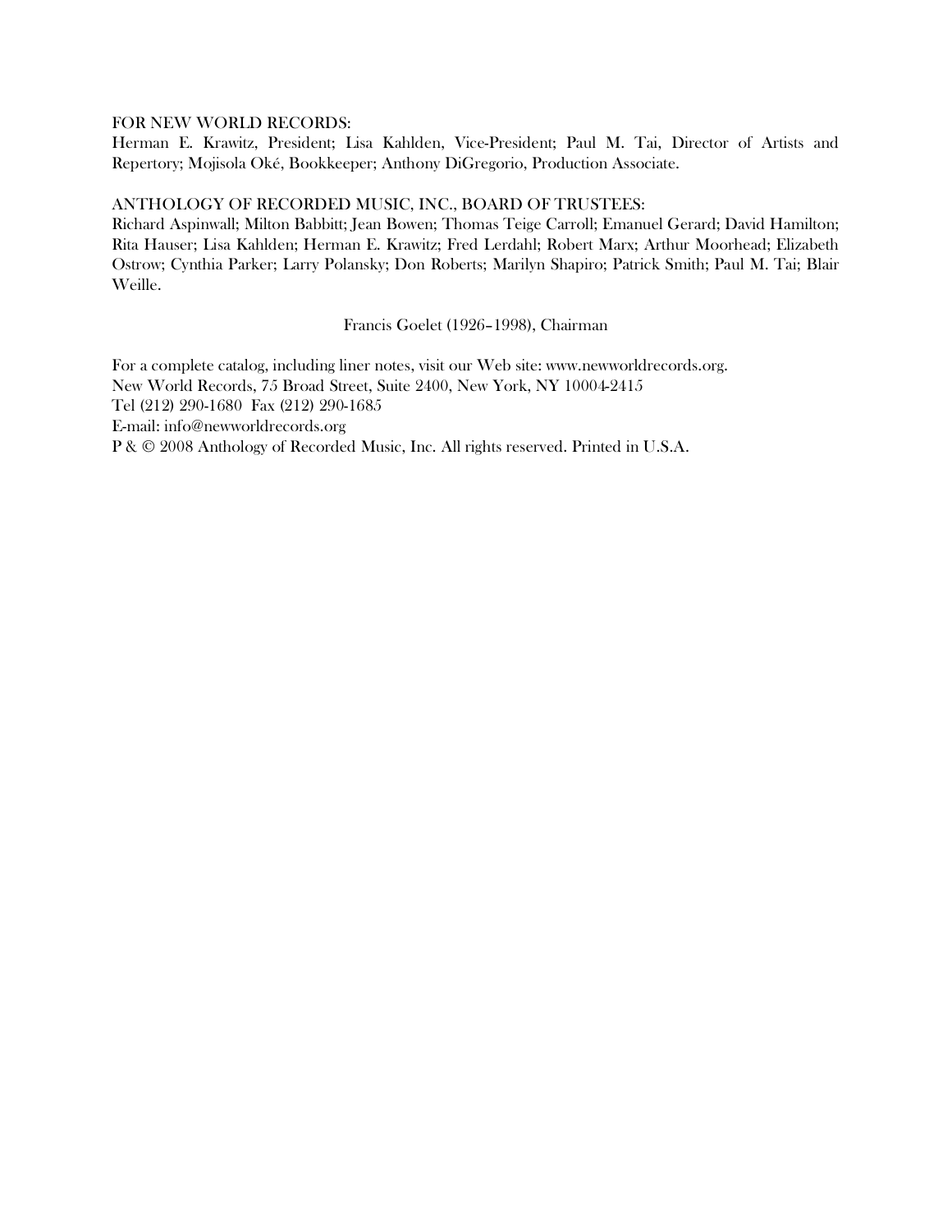FOR NEW WORLD RECORDS:
Herman E. Krawitz, President; Lisa Kahlden, Vice-President; Paul M. Tai, Director of Artists and Repertory; Mojisola Oké, Bookkeeper; Anthony DiGregorio, Production Associate.

ANTHOLOGY OF RECORDED MUSIC, INC., BOARD OF TRUSTEES:
Richard Aspinwall; Milton Babbitt; Jean Bowen; Thomas Teige Carroll; Emanuel Gerard; David Hamilton; Rita Hauser; Lisa Kahlden; Herman E. Krawitz; Fred Lerdahl; Robert Marx; Arthur Moorhead; Elizabeth Ostrow; Cynthia Parker; Larry Polansky; Don Roberts; Marilyn Shapiro; Patrick Smith; Paul M. Tai; Blair Weille.

Francis Goelet (1926–1998), Chairman

For a complete catalog, including liner notes, visit our Web site: www.newworldrecords.org.
New World Records, 75 Broad Street, Suite 2400, New York, NY 10004-2415
Tel (212) 290-1680 Fax (212) 290-1685
E-mail: info@newworldrecords.org
P & © 2008 Anthology of Recorded Music, Inc. All rights reserved. Printed in U.S.A.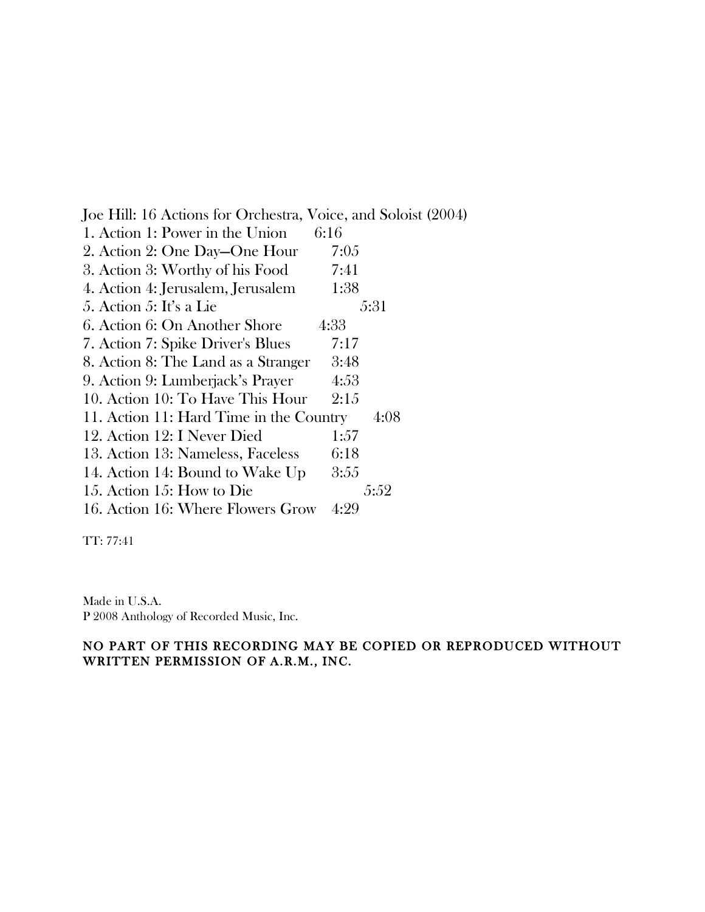Joe Hill: 16 Actions for Orchestra, Voice, and Soloist (2004)

1. Action 1: Power in the Union 6:16
2. Action 2: One Day—One Hour 7:05
3. Action 3: Worthy of his Food 7:41
4. Action 4: Jerusalem, Jerusalem 1:38
5. Action 5: It's a Lie 5:31
6. Action 6: On Another Shore 4:33
7. Action 7: Spike Driver's Blues 7:17
8. Action 8: The Land as a Stranger 3:48
9. Action 9: Lumberjack's Prayer 4:53
10. Action 10: To Have This Hour 2:15
11. Action 11: Hard Time in the Country 4:08
12. Action 12: I Never Died 1:57
13. Action 13: Nameless, Faceless 6:18
14. Action 14: Bound to Wake Up 3:55
15. Action 15: How to Die 5:52
16. Action 16: Where Flowers Grow 4:29

TT: 77:41

Made in U.S.A.
P 2008 Anthology of Recorded Music, Inc.

NO PART OF THIS RECORDING MAY BE COPIED OR REPRODUCED WITHOUT WRITTEN PERMISSION OF A.R.M., INC.